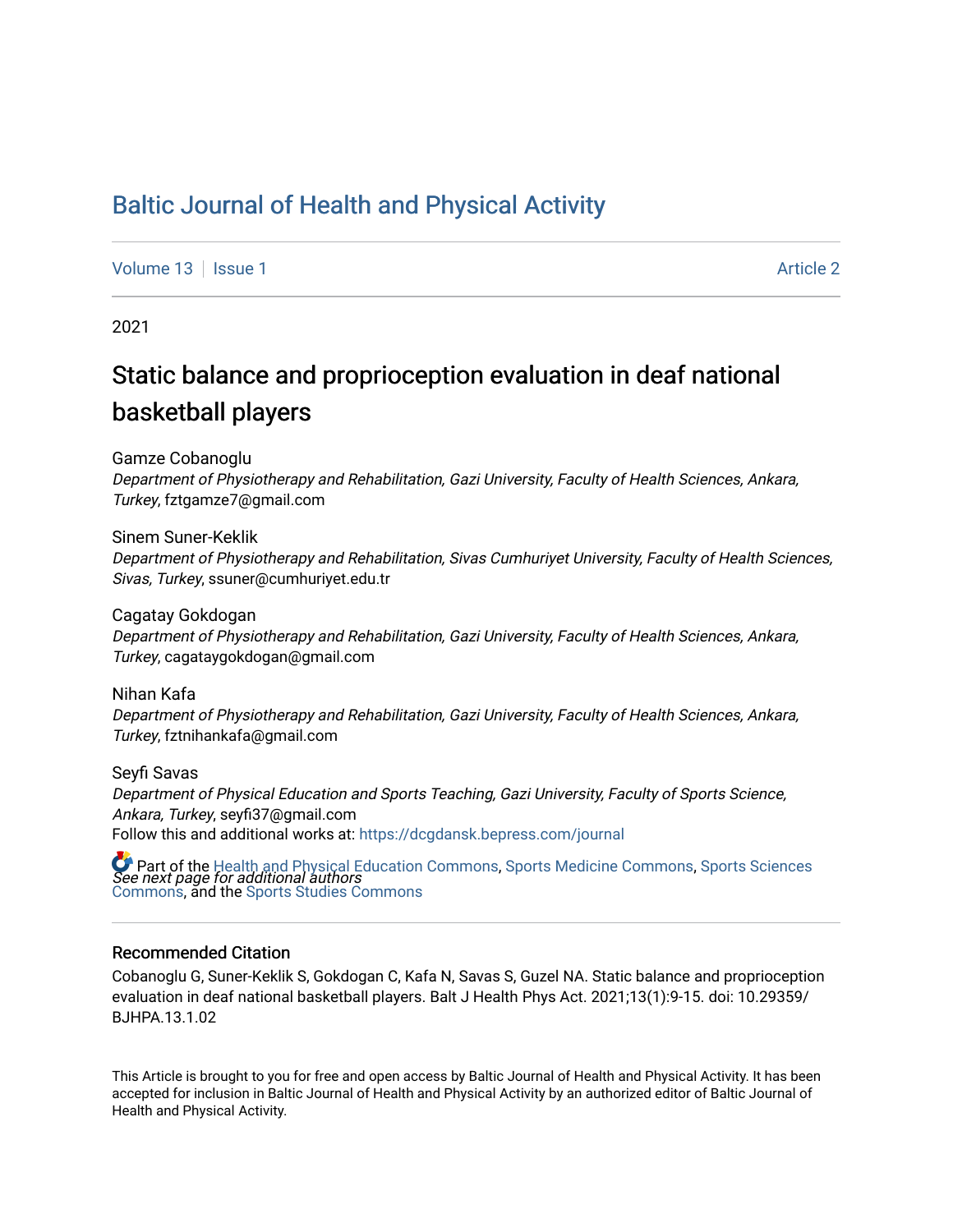# Baltic Journal of Health and Physical Activity

Volume 13 | Issue 1 | Article 2

2021

## Static balance and proprioception evaluation in deaf national basketball players

Gamze Cobanoglu
*Department of Physiotherapy and Rehabilitation, Gazi University, Faculty of Health Sciences, Ankara, Turkey*, fztgamze7@gmail.com

Sinem Suner-Keklik
*Department of Physiotherapy and Rehabilitation, Sivas Cumhuriyet University, Faculty of Health Sciences, Sivas, Turkey*, ssuner@cumhuriyet.edu.tr

Cagatay Gokdogan
*Department of Physiotherapy and Rehabilitation, Gazi University, Faculty of Health Sciences, Ankara, Turkey*, cagataygokdogan@gmail.com

Nihan Kafa
*Department of Physiotherapy and Rehabilitation, Gazi University, Faculty of Health Sciences, Ankara, Turkey*, fztnihankafa@gmail.com

Seyfi Savas
*Department of Physical Education and Sports Teaching, Gazi University, Faculty of Sports Science, Ankara, Turkey*, seyfi37@gmail.com

Follow this and additional works at: https://dcgdansk.bepress.com/journal

Part of the Health and Physical Education Commons, Sports Medicine Commons, Sports Sciences Commons, and the Sports Studies Commons

*See next page for additional authors*

### Recommended Citation

Cobanoglu G, Suner-Keklik S, Gokdogan C, Kafa N, Savas S, Guzel NA. Static balance and proprioception evaluation in deaf national basketball players. Balt J Health Phys Act. 2021;13(1):9-15. doi: 10.29359/BJHPA.13.1.02

This Article is brought to you for free and open access by Baltic Journal of Health and Physical Activity. It has been accepted for inclusion in Baltic Journal of Health and Physical Activity by an authorized editor of Baltic Journal of Health and Physical Activity.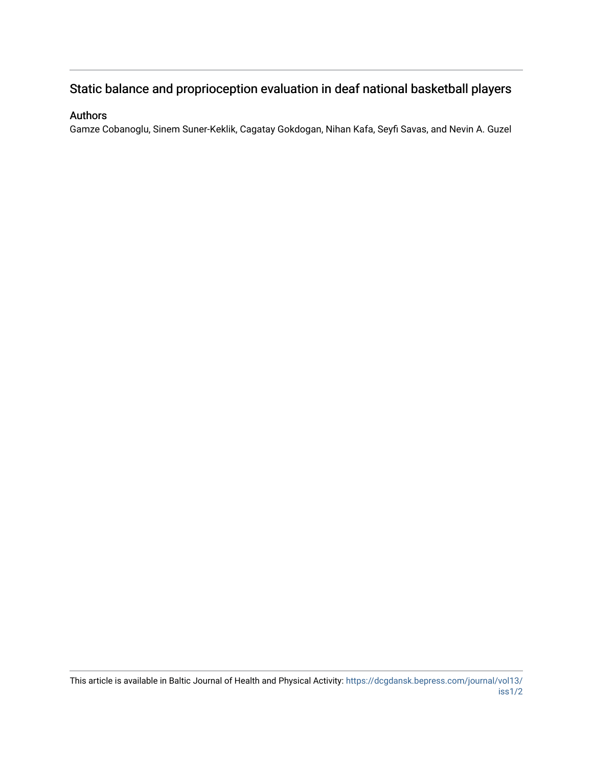# Static balance and proprioception evaluation in deaf national basketball players

## Authors

Gamze Cobanoglu, Sinem Suner-Keklik, Cagatay Gokdogan, Nihan Kafa, Seyfi Savas, and Nevin A. Guzel

This article is available in Baltic Journal of Health and Physical Activity: https://dcgdansk.bepress.com/journal/vol13/iss1/2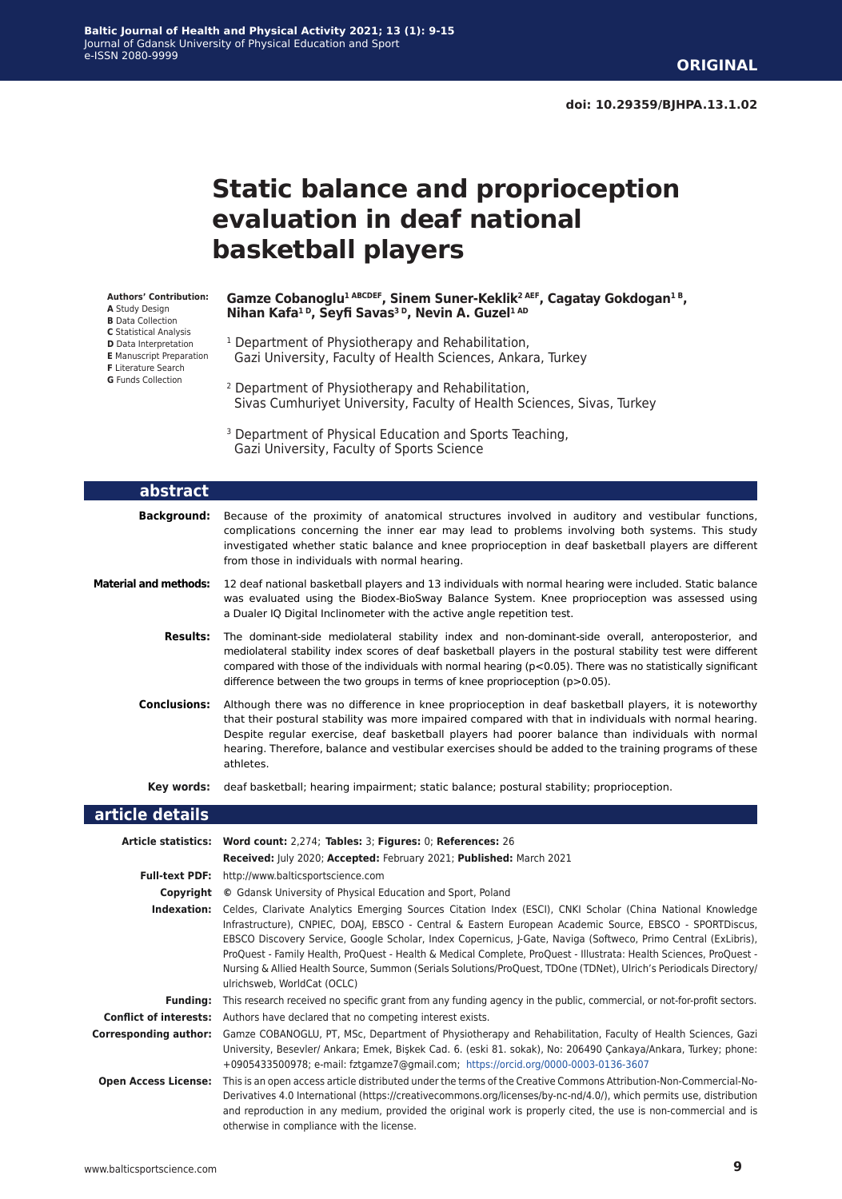**ORIGINAL**

**doi: 10.29359/BJHPA.13.1.02**

# Static balance and proprioception evaluation in deaf national basketball players

**Authors' Contribution:**
**A** Study Design
**B** Data Collection
**C** Statistical Analysis
**D** Data Interpretation
**E** Manuscript Preparation
**F** Literature Search
**G** Funds Collection

**Gamze Cobanoglu[1 ABCDEF], Sinem Suner-Keklik[2 AEF], Cagatay Gokdogan[1 B], Nihan Kafa[1 D], Seyfi Savas[3 D], Nevin A. Guzel[1 AD]**

[1] Department of Physiotherapy and Rehabilitation, Gazi University, Faculty of Health Sciences, Ankara, Turkey

[2] Department of Physiotherapy and Rehabilitation, Sivas Cumhuriyet University, Faculty of Health Sciences, Sivas, Turkey

[3] Department of Physical Education and Sports Teaching, Gazi University, Faculty of Sports Science

## abstract

**Background:** Because of the proximity of anatomical structures involved in auditory and vestibular functions, complications concerning the inner ear may lead to problems involving both systems. This study investigated whether static balance and knee proprioception in deaf basketball players are different from those in individuals with normal hearing.

**Material and methods:** 12 deaf national basketball players and 13 individuals with normal hearing were included. Static balance was evaluated using the Biodex-BioSway Balance System. Knee proprioception was assessed using a Dualer IQ Digital Inclinometer with the active angle repetition test.

**Results:** The dominant-side mediolateral stability index and non-dominant-side overall, anteroposterior, and mediolateral stability index scores of deaf basketball players in the postural stability test were different compared with those of the individuals with normal hearing ($p<0.05$). There was no statistically significant difference between the two groups in terms of knee proprioception ($p>0.05$).

**Conclusions:** Although there was no difference in knee proprioception in deaf basketball players, it is noteworthy that their postural stability was more impaired compared with that in individuals with normal hearing. Despite regular exercise, deaf basketball players had poorer balance than individuals with normal hearing. Therefore, balance and vestibular exercises should be added to the training programs of these athletes.

**Key words:** deaf basketball; hearing impairment; static balance; postural stability; proprioception.

## article details

**Article statistics:** **Word count:** 2,274; **Tables:** 3; **Figures:** 0; **References:** 26
**Received:** July 2020; **Accepted:** February 2021; **Published:** March 2021

**Full-text PDF:** http://www.balticsportscience.com

**Copyright** © Gdansk University of Physical Education and Sport, Poland

**Indexation:** Celdes, Clarivate Analytics Emerging Sources Citation Index (ESCI), CNKI Scholar (China National Knowledge Infrastructure), CNPIEC, DOAJ, EBSCO - Central & Eastern European Academic Source, EBSCO - SPORTDiscus, EBSCO Discovery Service, Google Scholar, Index Copernicus, J-Gate, Naviga (Softweco, Primo Central (ExLibris), ProQuest - Family Health, ProQuest - Health & Medical Complete, ProQuest - Illustrata: Health Sciences, ProQuest - Nursing & Allied Health Source, Summon (Serials Solutions/ProQuest, TDOne (TDNet), Ulrich's Periodicals Directory/ulrichsweb, WorldCat (OCLC)

**Funding:** This research received no specific grant from any funding agency in the public, commercial, or not-for-profit sectors.

**Conflict of interests:** Authors have declared that no competing interest exists.

**Corresponding author:** Gamze COBANOGLU, PT, MSc, Department of Physiotherapy and Rehabilitation, Faculty of Health Sciences, Gazi University, Besevler/ Ankara; Emek, Bişkek Cad. 6. (eski 81. sokak), No: 206490 Çankaya/Ankara, Turkey; phone: +0905433500978; e-mail: fztgamze7@gmail.com; https://orcid.org/0000-0003-0136-3607

**Open Access License:** This is an open access article distributed under the terms of the Creative Commons Attribution-Non-Commercial-No-Derivatives 4.0 International (https://creativecommons.org/licenses/by-nc-nd/4.0/), which permits use, distribution and reproduction in any medium, provided the original work is properly cited, the use is non-commercial and is otherwise in compliance with the license.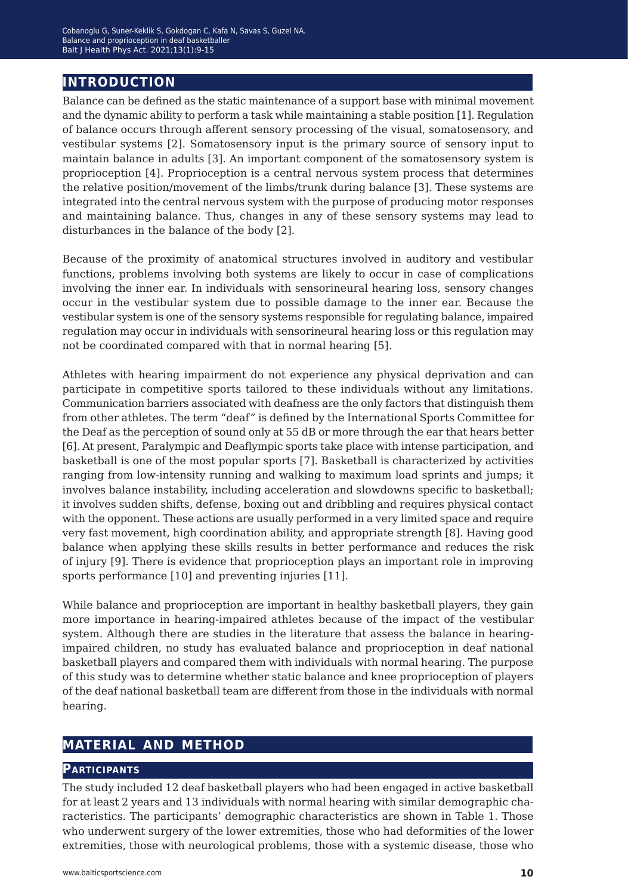## INTRODUCTION

Balance can be defined as the static maintenance of a support base with minimal movement and the dynamic ability to perform a task while maintaining a stable position [1]. Regulation of balance occurs through afferent sensory processing of the visual, somatosensory, and vestibular systems [2]. Somatosensory input is the primary source of sensory input to maintain balance in adults [3]. An important component of the somatosensory system is proprioception [4]. Proprioception is a central nervous system process that determines the relative position/movement of the limbs/trunk during balance [3]. These systems are integrated into the central nervous system with the purpose of producing motor responses and maintaining balance. Thus, changes in any of these sensory systems may lead to disturbances in the balance of the body [2].

Because of the proximity of anatomical structures involved in auditory and vestibular functions, problems involving both systems are likely to occur in case of complications involving the inner ear. In individuals with sensorineural hearing loss, sensory changes occur in the vestibular system due to possible damage to the inner ear. Because the vestibular system is one of the sensory systems responsible for regulating balance, impaired regulation may occur in individuals with sensorineural hearing loss or this regulation may not be coordinated compared with that in normal hearing [5].

Athletes with hearing impairment do not experience any physical deprivation and can participate in competitive sports tailored to these individuals without any limitations. Communication barriers associated with deafness are the only factors that distinguish them from other athletes. The term "deaf" is defined by the International Sports Committee for the Deaf as the perception of sound only at 55 dB or more through the ear that hears better [6]. At present, Paralympic and Deaflympic sports take place with intense participation, and basketball is one of the most popular sports [7]. Basketball is characterized by activities ranging from low-intensity running and walking to maximum load sprints and jumps; it involves balance instability, including acceleration and slowdowns specific to basketball; it involves sudden shifts, defense, boxing out and dribbling and requires physical contact with the opponent. These actions are usually performed in a very limited space and require very fast movement, high coordination ability, and appropriate strength [8]. Having good balance when applying these skills results in better performance and reduces the risk of injury [9]. There is evidence that proprioception plays an important role in improving sports performance [10] and preventing injuries [11].

While balance and proprioception are important in healthy basketball players, they gain more importance in hearing-impaired athletes because of the impact of the vestibular system. Although there are studies in the literature that assess the balance in hearing-impaired children, no study has evaluated balance and proprioception in deaf national basketball players and compared them with individuals with normal hearing. The purpose of this study was to determine whether static balance and knee proprioception of players of the deaf national basketball team are different from those in the individuals with normal hearing.

## MATERIAL AND METHOD

### PARTICIPANTS

The study included 12 deaf basketball players who had been engaged in active basketball for at least 2 years and 13 individuals with normal hearing with similar demographic characteristics. The participants' demographic characteristics are shown in Table 1. Those who underwent surgery of the lower extremities, those who had deformities of the lower extremities, those with neurological problems, those with a systemic disease, those who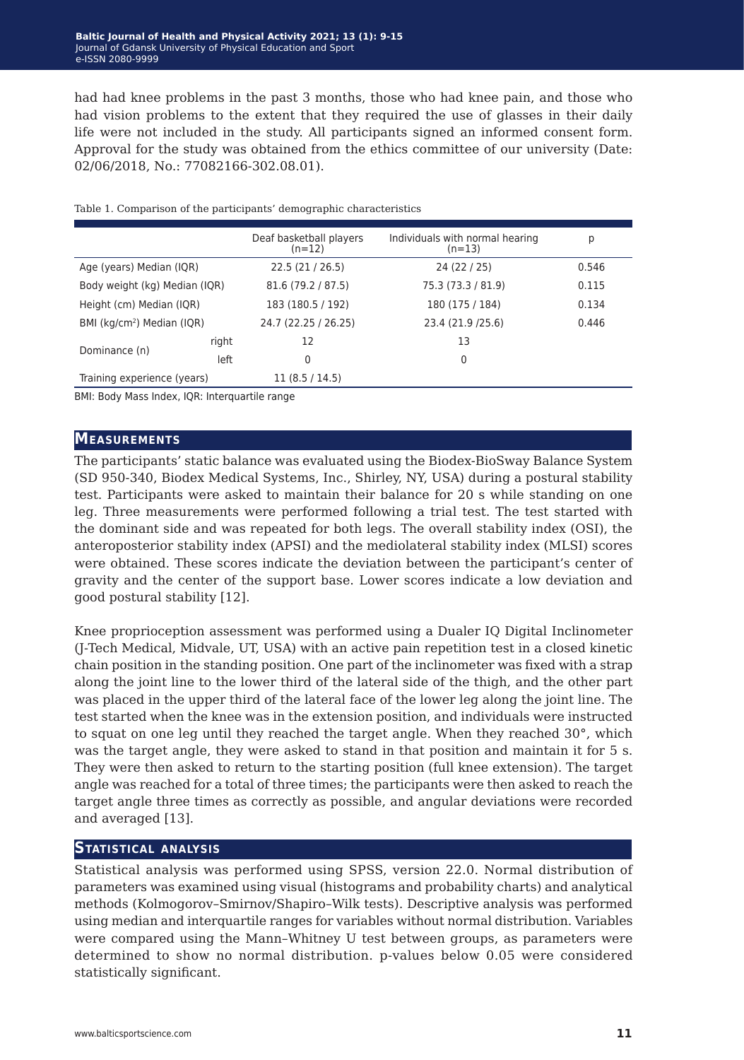had had knee problems in the past 3 months, those who had knee pain, and those who had vision problems to the extent that they required the use of glasses in their daily life were not included in the study. All participants signed an informed consent form. Approval for the study was obtained from the ethics committee of our university (Date: 02/06/2018, No.: 77082166-302.08.01).

Table 1. Comparison of the participants' demographic characteristics

| | | Deaf basketball players (n=12) | Individuals with normal hearing (n=13) | p |
|---|---|---|---|---|
| Age (years) Median (IQR) | | 22.5 (21 / 26.5) | 24 (22 / 25) | 0.546 |
| Body weight (kg) Median (IQR) | | 81.6 (79.2 / 87.5) | 75.3 (73.3 / 81.9) | 0.115 |
| Height (cm) Median (IQR) | | 183 (180.5 / 192) | 180 (175 / 184) | 0.134 |
| BMI (kg/cm$^2$) Median (IQR) | | 24.7 (22.25 / 26.25) | 23.4 (21.9 /25.6) | 0.446 |
| Dominance (n) | right | 12 | 13 | |
| | left | 0 | 0 | |
| Training experience (years) | | 11 (8.5 / 14.5) | | |

BMI: Body Mass Index, IQR: Interquartile range

## Measurements

The participants' static balance was evaluated using the Biodex-BioSway Balance System (SD 950-340, Biodex Medical Systems, Inc., Shirley, NY, USA) during a postural stability test. Participants were asked to maintain their balance for 20 s while standing on one leg. Three measurements were performed following a trial test. The test started with the dominant side and was repeated for both legs. The overall stability index (OSI), the anteroposterior stability index (APSI) and the mediolateral stability index (MLSI) scores were obtained. These scores indicate the deviation between the participant's center of gravity and the center of the support base. Lower scores indicate a low deviation and good postural stability [12].

Knee proprioception assessment was performed using a Dualer IQ Digital Inclinometer (J-Tech Medical, Midvale, UT, USA) with an active pain repetition test in a closed kinetic chain position in the standing position. One part of the inclinometer was fixed with a strap along the joint line to the lower third of the lateral side of the thigh, and the other part was placed in the upper third of the lateral face of the lower leg along the joint line. The test started when the knee was in the extension position, and individuals were instructed to squat on one leg until they reached the target angle. When they reached 30°, which was the target angle, they were asked to stand in that position and maintain it for 5 s. They were then asked to return to the starting position (full knee extension). The target angle was reached for a total of three times; the participants were then asked to reach the target angle three times as correctly as possible, and angular deviations were recorded and averaged [13].

## Statistical analysis

Statistical analysis was performed using SPSS, version 22.0. Normal distribution of parameters was examined using visual (histograms and probability charts) and analytical methods (Kolmogorov–Smirnov/Shapiro–Wilk tests). Descriptive analysis was performed using median and interquartile ranges for variables without normal distribution. Variables were compared using the Mann–Whitney U test between groups, as parameters were determined to show no normal distribution. p-values below 0.05 were considered statistically significant.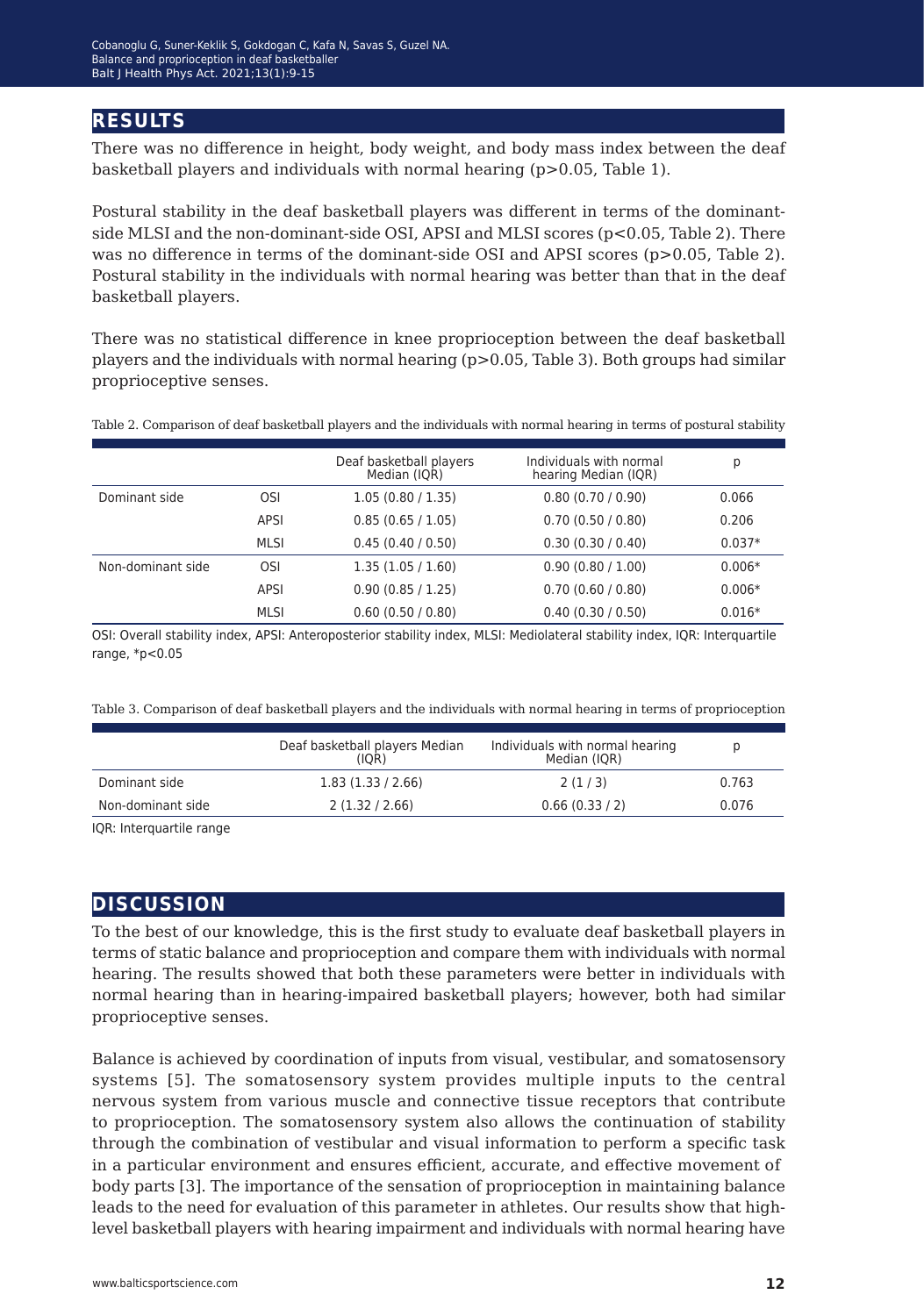## RESULTS

There was no difference in height, body weight, and body mass index between the deaf basketball players and individuals with normal hearing ($p>0.05$, Table 1).

Postural stability in the deaf basketball players was different in terms of the dominant-side MLSI and the non-dominant-side OSI, APSI and MLSI scores ($p<0.05$, Table 2). There was no difference in terms of the dominant-side OSI and APSI scores ($p>0.05$, Table 2). Postural stability in the individuals with normal hearing was better than that in the deaf basketball players.

There was no statistical difference in knee proprioception between the deaf basketball players and the individuals with normal hearing ($p>0.05$, Table 3). Both groups had similar proprioceptive senses.

Table 2. Comparison of deaf basketball players and the individuals with normal hearing in terms of postural stability

| | | Deaf basketball players Median (IQR) | Individuals with normal hearing Median (IQR) | p |
|---|---|---|---|---|
| Dominant side | OSI | 1.05 (0.80 / 1.35) | 0.80 (0.70 / 0.90) | 0.066 |
| | APSI | 0.85 (0.65 / 1.05) | 0.70 (0.50 / 0.80) | 0.206 |
| | MLSI | 0.45 (0.40 / 0.50) | 0.30 (0.30 / 0.40) | 0.037* |
| Non-dominant side | OSI | 1.35 (1.05 / 1.60) | 0.90 (0.80 / 1.00) | 0.006* |
| | APSI | 0.90 (0.85 / 1.25) | 0.70 (0.60 / 0.80) | 0.006* |
| | MLSI | 0.60 (0.50 / 0.80) | 0.40 (0.30 / 0.50) | 0.016* |

OSI: Overall stability index, APSI: Anteroposterior stability index, MLSI: Mediolateral stability index, IQR: Interquartile range, *p<0.05

Table 3. Comparison of deaf basketball players and the individuals with normal hearing in terms of proprioception

| | Deaf basketball players Median (IQR) | Individuals with normal hearing Median (IQR) | p |
|---|---|---|---|
| Dominant side | 1.83 (1.33 / 2.66) | 2 (1 / 3) | 0.763 |
| Non-dominant side | 2 (1.32 / 2.66) | 0.66 (0.33 / 2) | 0.076 |

IQR: Interquartile range

## DISCUSSION

To the best of our knowledge, this is the first study to evaluate deaf basketball players in terms of static balance and proprioception and compare them with individuals with normal hearing. The results showed that both these parameters were better in individuals with normal hearing than in hearing-impaired basketball players; however, both had similar proprioceptive senses.

Balance is achieved by coordination of inputs from visual, vestibular, and somatosensory systems [5]. The somatosensory system provides multiple inputs to the central nervous system from various muscle and connective tissue receptors that contribute to proprioception. The somatosensory system also allows the continuation of stability through the combination of vestibular and visual information to perform a specific task in a particular environment and ensures efficient, accurate, and effective movement of body parts [3]. The importance of the sensation of proprioception in maintaining balance leads to the need for evaluation of this parameter in athletes. Our results show that high-level basketball players with hearing impairment and individuals with normal hearing have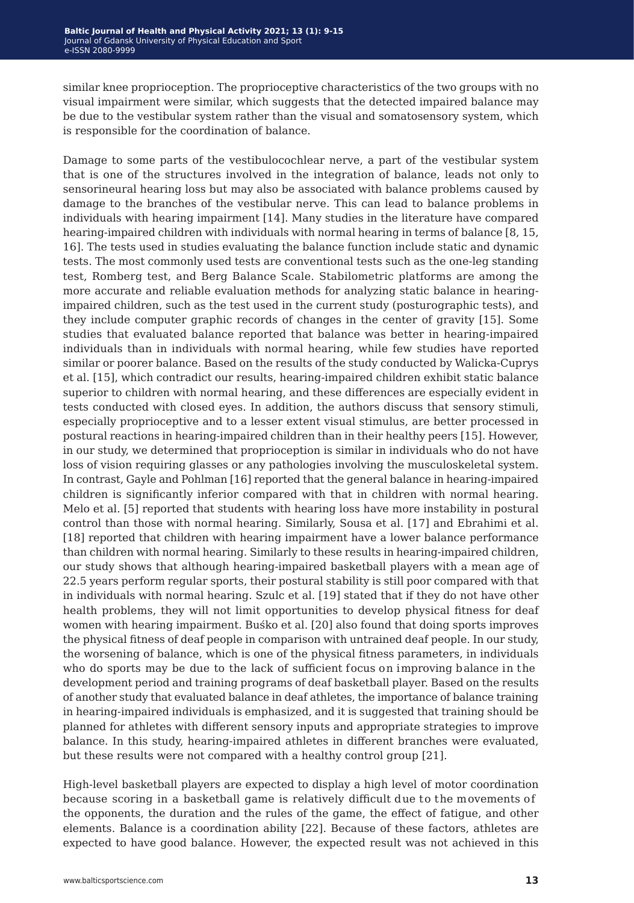similar knee proprioception. The proprioceptive characteristics of the two groups with no visual impairment were similar, which suggests that the detected impaired balance may be due to the vestibular system rather than the visual and somatosensory system, which is responsible for the coordination of balance.

Damage to some parts of the vestibulocochlear nerve, a part of the vestibular system that is one of the structures involved in the integration of balance, leads not only to sensorineural hearing loss but may also be associated with balance problems caused by damage to the branches of the vestibular nerve. This can lead to balance problems in individuals with hearing impairment [14]. Many studies in the literature have compared hearing-impaired children with individuals with normal hearing in terms of balance [8, 15, 16]. The tests used in studies evaluating the balance function include static and dynamic tests. The most commonly used tests are conventional tests such as the one-leg standing test, Romberg test, and Berg Balance Scale. Stabilometric platforms are among the more accurate and reliable evaluation methods for analyzing static balance in hearing-impaired children, such as the test used in the current study (posturographic tests), and they include computer graphic records of changes in the center of gravity [15]. Some studies that evaluated balance reported that balance was better in hearing-impaired individuals than in individuals with normal hearing, while few studies have reported similar or poorer balance. Based on the results of the study conducted by Walicka-Cuprys et al. [15], which contradict our results, hearing-impaired children exhibit static balance superior to children with normal hearing, and these differences are especially evident in tests conducted with closed eyes. In addition, the authors discuss that sensory stimuli, especially proprioceptive and to a lesser extent visual stimulus, are better processed in postural reactions in hearing-impaired children than in their healthy peers [15]. However, in our study, we determined that proprioception is similar in individuals who do not have loss of vision requiring glasses or any pathologies involving the musculoskeletal system. In contrast, Gayle and Pohlman [16] reported that the general balance in hearing-impaired children is significantly inferior compared with that in children with normal hearing. Melo et al. [5] reported that students with hearing loss have more instability in postural control than those with normal hearing. Similarly, Sousa et al. [17] and Ebrahimi et al. [18] reported that children with hearing impairment have a lower balance performance than children with normal hearing. Similarly to these results in hearing-impaired children, our study shows that although hearing-impaired basketball players with a mean age of 22.5 years perform regular sports, their postural stability is still poor compared with that in individuals with normal hearing. Szulc et al. [19] stated that if they do not have other health problems, they will not limit opportunities to develop physical fitness for deaf women with hearing impairment. Buśko et al. [20] also found that doing sports improves the physical fitness of deaf people in comparison with untrained deaf people. In our study, the worsening of balance, which is one of the physical fitness parameters, in individuals who do sports may be due to the lack of sufficient focus on improving balance in the development period and training programs of deaf basketball player. Based on the results of another study that evaluated balance in deaf athletes, the importance of balance training in hearing-impaired individuals is emphasized, and it is suggested that training should be planned for athletes with different sensory inputs and appropriate strategies to improve balance. In this study, hearing-impaired athletes in different branches were evaluated, but these results were not compared with a healthy control group [21].

High-level basketball players are expected to display a high level of motor coordination because scoring in a basketball game is relatively difficult due to the movements of the opponents, the duration and the rules of the game, the effect of fatigue, and other elements. Balance is a coordination ability [22]. Because of these factors, athletes are expected to have good balance. However, the expected result was not achieved in this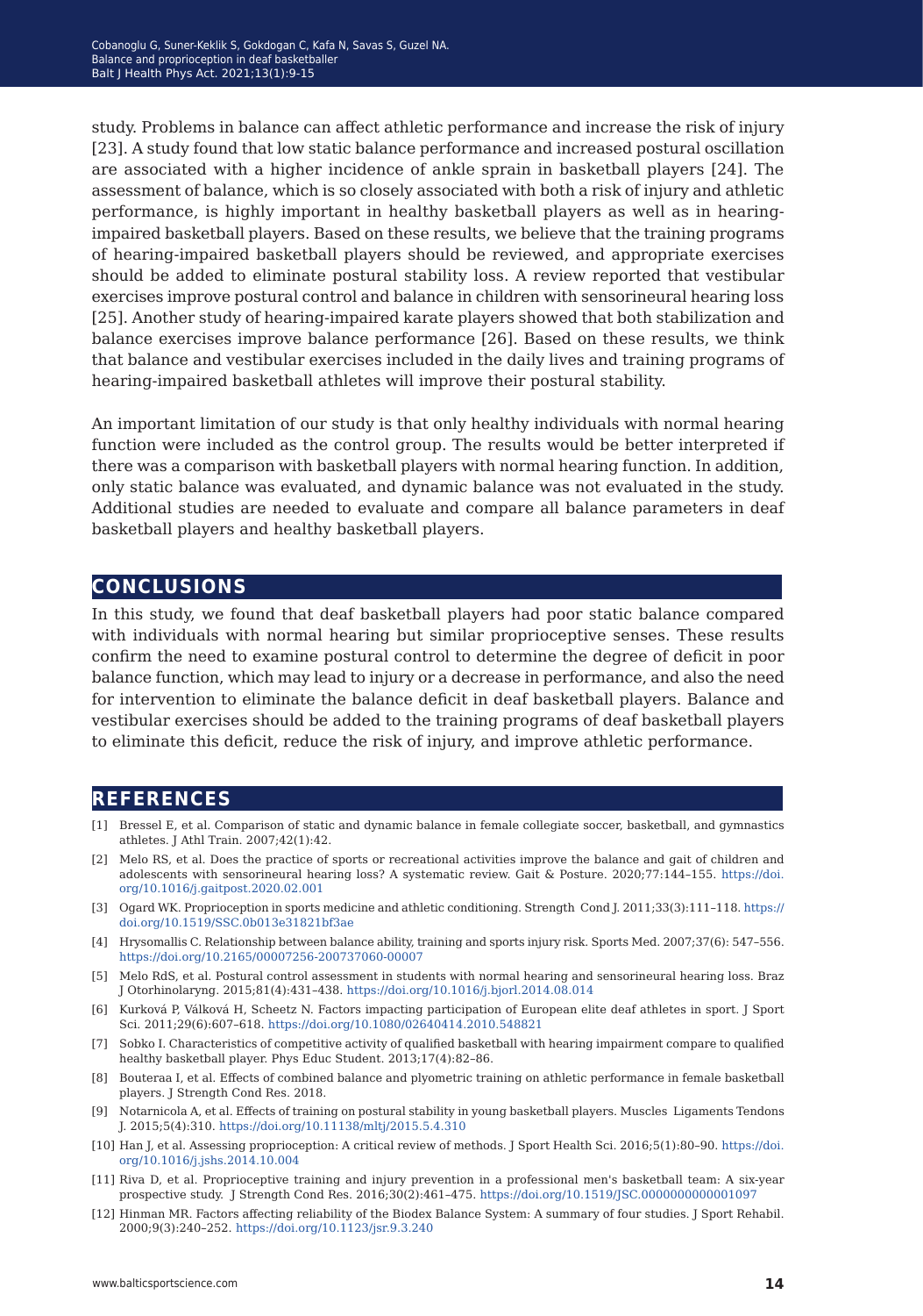study. Problems in balance can affect athletic performance and increase the risk of injury [23]. A study found that low static balance performance and increased postural oscillation are associated with a higher incidence of ankle sprain in basketball players [24]. The assessment of balance, which is so closely associated with both a risk of injury and athletic performance, is highly important in healthy basketball players as well as in hearing-impaired basketball players. Based on these results, we believe that the training programs of hearing-impaired basketball players should be reviewed, and appropriate exercises should be added to eliminate postural stability loss. A review reported that vestibular exercises improve postural control and balance in children with sensorineural hearing loss [25]. Another study of hearing-impaired karate players showed that both stabilization and balance exercises improve balance performance [26]. Based on these results, we think that balance and vestibular exercises included in the daily lives and training programs of hearing-impaired basketball athletes will improve their postural stability.

An important limitation of our study is that only healthy individuals with normal hearing function were included as the control group. The results would be better interpreted if there was a comparison with basketball players with normal hearing function. In addition, only static balance was evaluated, and dynamic balance was not evaluated in the study. Additional studies are needed to evaluate and compare all balance parameters in deaf basketball players and healthy basketball players.

## CONCLUSIONS

In this study, we found that deaf basketball players had poor static balance compared with individuals with normal hearing but similar proprioceptive senses. These results confirm the need to examine postural control to determine the degree of deficit in poor balance function, which may lead to injury or a decrease in performance, and also the need for intervention to eliminate the balance deficit in deaf basketball players. Balance and vestibular exercises should be added to the training programs of deaf basketball players to eliminate this deficit, reduce the risk of injury, and improve athletic performance.

## REFERENCES

[1] Bressel E, et al. Comparison of static and dynamic balance in female collegiate soccer, basketball, and gymnastics athletes. J Athl Train. 2007;42(1):42.

[2] Melo RS, et al. Does the practice of sports or recreational activities improve the balance and gait of children and adolescents with sensorineural hearing loss? A systematic review. Gait & Posture. 2020;77:144–155. https://doi.org/10.1016/j.gaitpost.2020.02.001

[3] Ogard WK. Proprioception in sports medicine and athletic conditioning. Strength Cond J. 2011;33(3):111–118. https://doi.org/10.1519/SSC.0b013e31821bf3ae

[4] Hrysomallis C. Relationship between balance ability, training and sports injury risk. Sports Med. 2007;37(6): 547–556. https://doi.org/10.2165/00007256-200737060-00007

[5] Melo RdS, et al. Postural control assessment in students with normal hearing and sensorineural hearing loss. Braz J Otorhinolaryng. 2015;81(4):431–438. https://doi.org/10.1016/j.bjorl.2014.08.014

[6] Kurková P, Válková H, Scheetz N. Factors impacting participation of European elite deaf athletes in sport. J Sport Sci. 2011;29(6):607–618. https://doi.org/10.1080/02640414.2010.548821

[7] Sobko I. Characteristics of competitive activity of qualified basketball with hearing impairment compare to qualified healthy basketball player. Phys Educ Student. 2013;17(4):82–86.

[8] Bouteraa I, et al. Effects of combined balance and plyometric training on athletic performance in female basketball players. J Strength Cond Res. 2018.

[9] Notarnicola A, et al. Effects of training on postural stability in young basketball players. Muscles Ligaments Tendons J. 2015;5(4):310. https://doi.org/10.11138/mltj/2015.5.4.310

[10] Han J, et al. Assessing proprioception: A critical review of methods. J Sport Health Sci. 2016;5(1):80–90. https://doi.org/10.1016/j.jshs.2014.10.004

[11] Riva D, et al. Proprioceptive training and injury prevention in a professional men's basketball team: A six-year prospective study. J Strength Cond Res. 2016;30(2):461–475. https://doi.org/10.1519/JSC.0000000000001097

[12] Hinman MR. Factors affecting reliability of the Biodex Balance System: A summary of four studies. J Sport Rehabil. 2000;9(3):240–252. https://doi.org/10.1123/jsr.9.3.240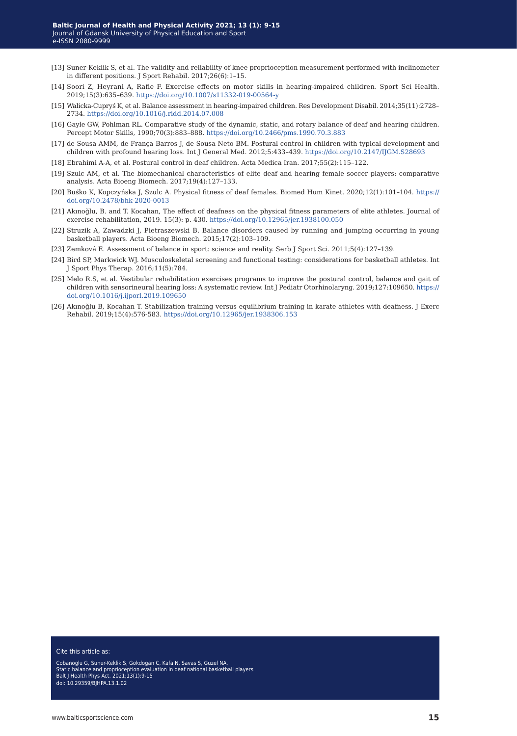[13] Suner-Keklik S, et al. The validity and reliability of knee proprioception measurement performed with inclinometer in different positions. J Sport Rehabil. 2017;26(6):1–15.

[14] Soori Z, Heyrani A, Rafie F. Exercise effects on motor skills in hearing-impaired children. Sport Sci Health. 2019;15(3):635–639. https://doi.org/10.1007/s11332-019-00564-y

[15] Walicka-Cupryś K, et al. Balance assessment in hearing-impaired children. Res Development Disabil. 2014;35(11):2728–2734. https://doi.org/10.1016/j.ridd.2014.07.008

[16] Gayle GW, Pohlman RL. Comparative study of the dynamic, static, and rotary balance of deaf and hearing children. Percept Motor Skills, 1990;70(3):883–888. https://doi.org/10.2466/pms.1990.70.3.883

[17] de Sousa AMM, de França Barros J, de Sousa Neto BM. Postural control in children with typical development and children with profound hearing loss. Int J General Med. 2012;5:433–439. https://doi.org/10.2147/IJGM.S28693

[18] Ebrahimi A-A, et al. Postural control in deaf children. Acta Medica Iran. 2017;55(2):115–122.

[19] Szulc AM, et al. The biomechanical characteristics of elite deaf and hearing female soccer players: comparative analysis. Acta Bioeng Biomech. 2017;19(4):127–133.

[20] Buśko K, Kopczyńska J, Szulc A. Physical fitness of deaf females. Biomed Hum Kinet. 2020;12(1):101–104. https://doi.org/10.2478/bhk-2020-0013

[21] Akınoğlu, B. and T. Kocahan, The effect of deafness on the physical fitness parameters of elite athletes. Journal of exercise rehabilitation, 2019. 15(3): p. 430. https://doi.org/10.12965/jer.1938100.050

[22] Struzik A, Zawadzki J, Pietraszewski B. Balance disorders caused by running and jumping occurring in young basketball players. Acta Bioeng Biomech. 2015;17(2):103–109.

[23] Zemková E. Assessment of balance in sport: science and reality. Serb J Sport Sci. 2011;5(4):127–139.

[24] Bird SP, Markwick WJ. Musculoskeletal screening and functional testing: considerations for basketball athletes. Int J Sport Phys Therap. 2016;11(5):784.

[25] Melo R.S, et al. Vestibular rehabilitation exercises programs to improve the postural control, balance and gait of children with sensorineural hearing loss: A systematic review. Int J Pediatr Otorhinolaryng. 2019;127:109650. https://doi.org/10.1016/j.ijporl.2019.109650

[26] Akınoğlu B, Kocahan T. Stabilization training versus equilibrium training in karate athletes with deafness. J Exerc Rehabil. 2019;15(4):576-583. https://doi.org/10.12965/jer.1938306.153

Cite this article as:

Cobanoglu G, Suner-Keklik S, Gokdogan C, Kafa N, Savas S, Guzel NA.
Static balance and proprioception evaluation in deaf national basketball players
Balt J Health Phys Act. 2021;13(1):9-15
doi: 10.29359/BJHPA.13.1.02